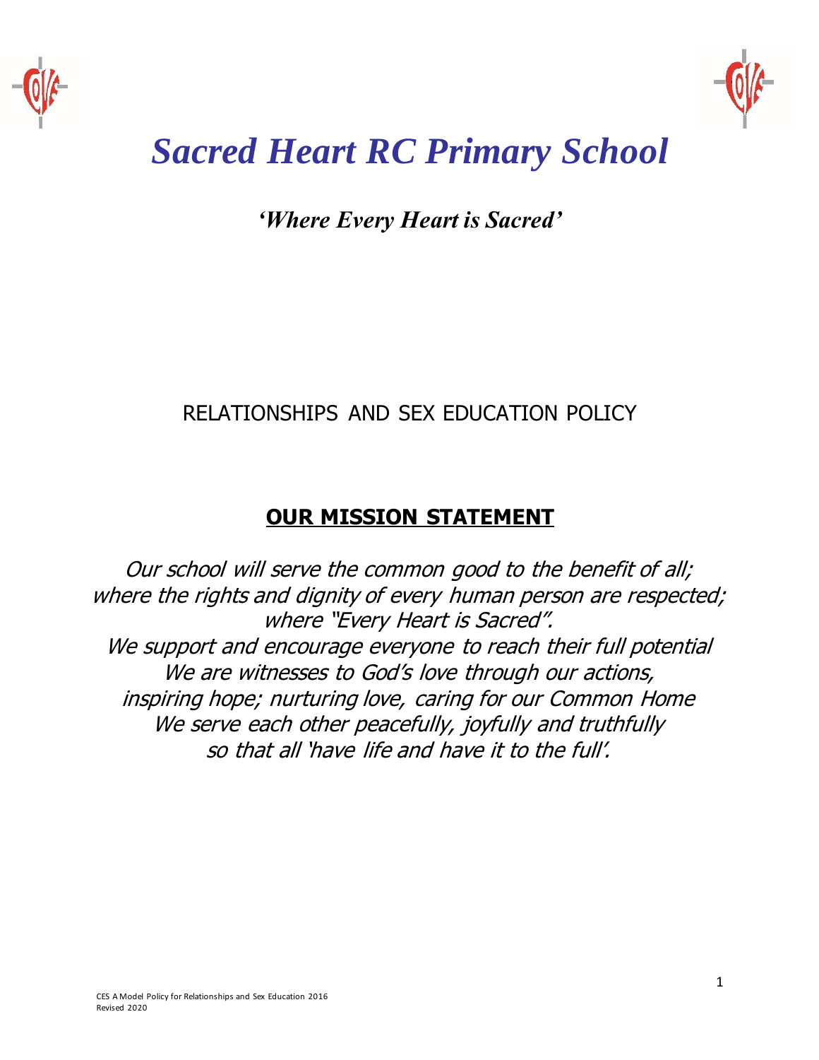# *Sacred Heart RC Primary School*

***'Where Every Heart is Sacred'***

RELATIONSHIPS AND SEX EDUCATION POLICY

## OUR MISSION STATEMENT

*Our school will serve the common good to the benefit of all;*
*where the rights and dignity of every human person are respected;*
*where "Every Heart is Sacred".*
*We support and encourage everyone to reach their full potential*
*We are witnesses to God's love through our actions,*
*inspiring hope; nurturing love, caring for our Common Home*
*We serve each other peacefully, joyfully and truthfully*
*so that all 'have life and have it to the full'.*

CES A Model Policy for Relationships and Sex Education 2016
Revised 2020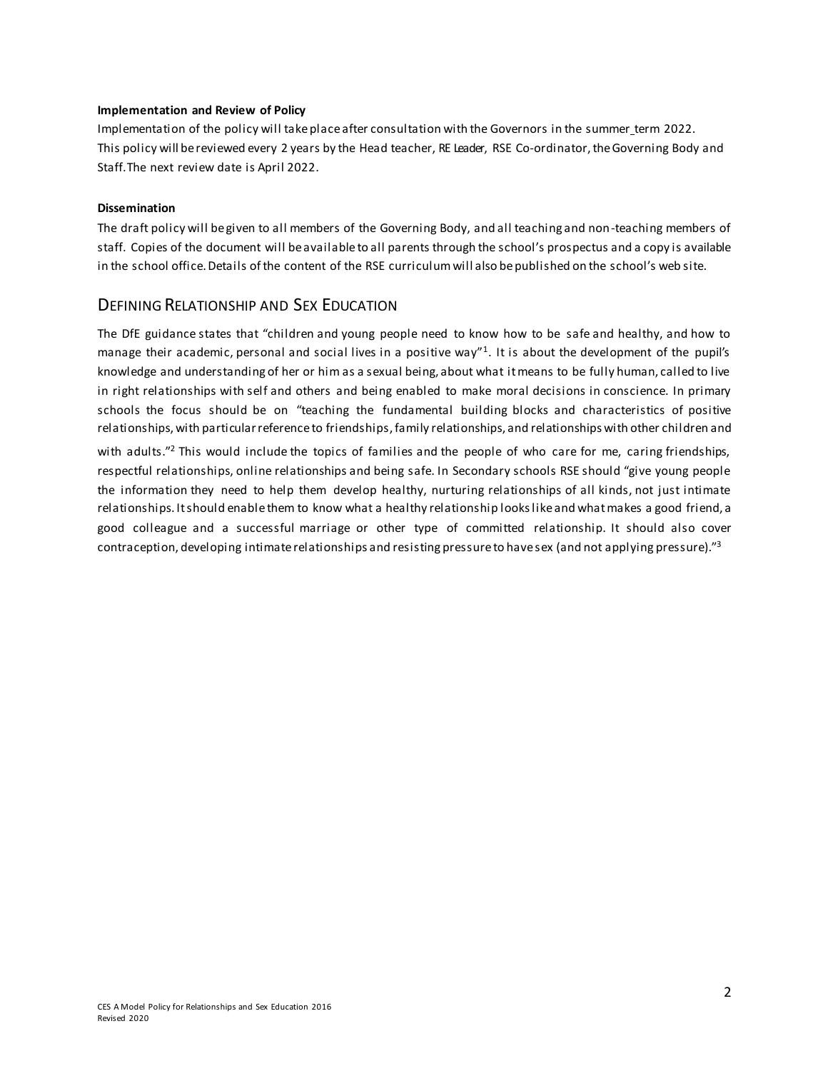**Implementation and Review of Policy**

Implementation of the policy will take place after consultation with the Governors in the summer_term 2022. This policy will be reviewed every 2 years by the Head teacher, RE Leader, RSE Co-ordinator, the Governing Body and Staff. The next review date is April 2022.

**Dissemination**

The draft policy will be given to all members of the Governing Body, and all teaching and non-teaching members of staff. Copies of the document will be available to all parents through the school's prospectus and a copy is available in the school office. Details of the content of the RSE curriculum will also be published on the school's web site.

## DEFINING RELATIONSHIP AND SEX EDUCATION

The DfE guidance states that "children and young people need to know how to be safe and healthy, and how to manage their academic, personal and social lives in a positive way"[1]. It is about the development of the pupil's knowledge and understanding of her or him as a sexual being, about what it means to be fully human, called to live in right relationships with self and others and being enabled to make moral decisions in conscience. In primary schools the focus should be on "teaching the fundamental building blocks and characteristics of positive relationships, with particular reference to friendships, family relationships, and relationships with other children and with adults."[2] This would include the topics of families and the people of who care for me, caring friendships, respectful relationships, online relationships and being safe. In Secondary schools RSE should "give young people the information they need to help them develop healthy, nurturing relationships of all kinds, not just intimate relationships. It should enable them to know what a healthy relationship looks like and what makes a good friend, a good colleague and a successful marriage or other type of committed relationship. It should also cover contraception, developing intimate relationships and resisting pressure to have sex (and not applying pressure)."[3]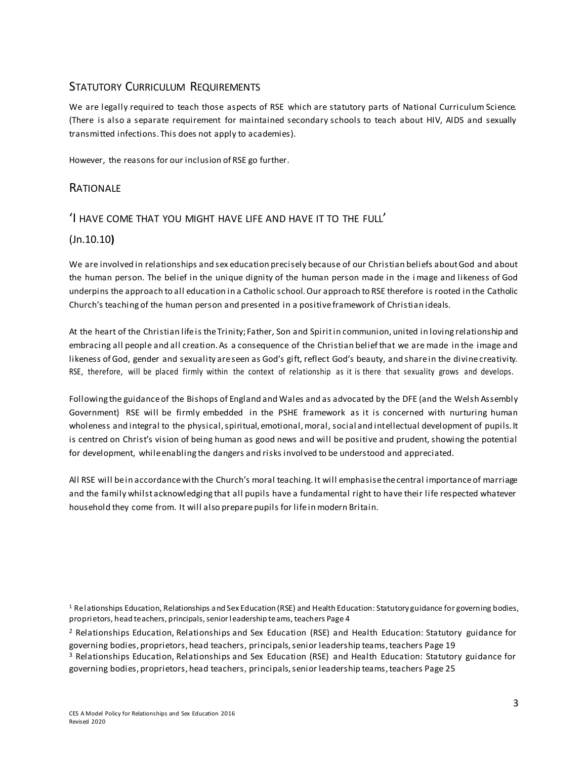## Statutory Curriculum Requirements

We are legally required to teach those aspects of RSE which are statutory parts of National Curriculum Science. (There is also a separate requirement for maintained secondary schools to teach about HIV, AIDS and sexually transmitted infections. This does not apply to academies).

However, the reasons for our inclusion of RSE go further.

## Rationale

### 'I have come that you might have life and have it to the full'

### (Jn.10.10)

We are involved in relationships and sex education precisely because of our Christian beliefs about God and about the human person. The belief in the unique dignity of the human person made in the image and likeness of God underpins the approach to all education in a Catholic school. Our approach to RSE therefore is rooted in the Catholic Church's teaching of the human person and presented in a positive framework of Christian ideals.

At the heart of the Christian life is the Trinity; Father, Son and Spirit in communion, united in loving relationship and embracing all people and all creation. As a consequence of the Christian belief that we are made in the image and likeness of God, gender and sexuality are seen as God's gift, reflect God's beauty, and share in the divine creativity. RSE, therefore, will be placed firmly within the context of relationship as it is there that sexuality grows and develops.

Following the guidance of the Bishops of England and Wales and as advocated by the DFE (and the Welsh Assembly Government) RSE will be firmly embedded in the PSHE framework as it is concerned with nurturing human wholeness and integral to the physical, spiritual, emotional, moral, social and intellectual development of pupils. It is centred on Christ's vision of being human as good news and will be positive and prudent, showing the potential for development, while enabling the dangers and risks involved to be understood and appreciated.

All RSE will be in accordance with the Church's moral teaching. It will emphasise the central importance of marriage and the family whilst acknowledging that all pupils have a fundamental right to have their life respected whatever household they come from. It will also prepare pupils for life in modern Britain.

[1] Relationships Education, Relationships and Sex Education (RSE) and Health Education: Statutory guidance for governing bodies, proprietors, head teachers, principals, senior leadership teams, teachers Page 4

[2] Relationships Education, Relationships and Sex Education (RSE) and Health Education: Statutory guidance for governing bodies, proprietors, head teachers, principals, senior leadership teams, teachers Page 19

[3] Relationships Education, Relationships and Sex Education (RSE) and Health Education: Statutory guidance for governing bodies, proprietors, head teachers, principals, senior leadership teams, teachers Page 25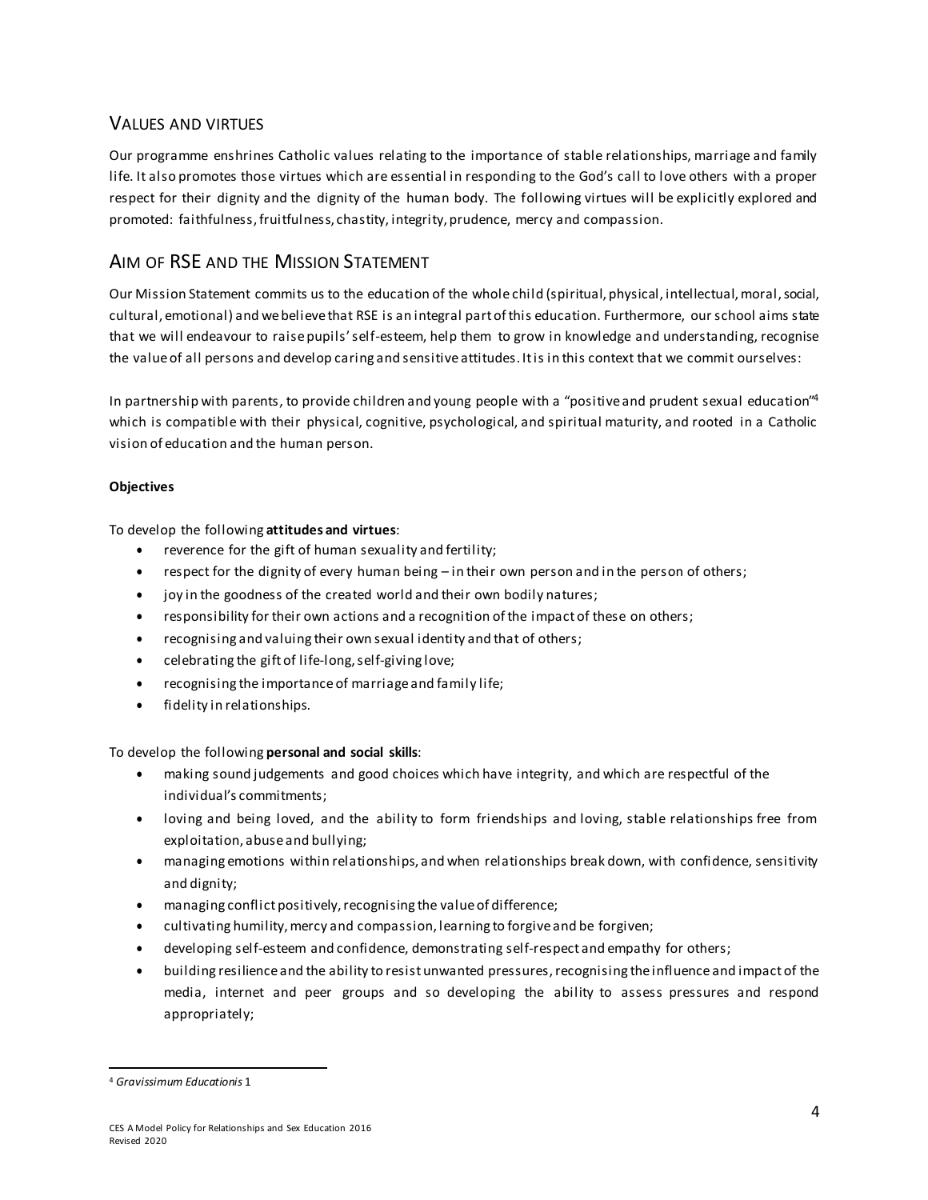## Values and Virtues

Our programme enshrines Catholic values relating to the importance of stable relationships, marriage and family life. It also promotes those virtues which are essential in responding to the God's call to love others with a proper respect for their dignity and the dignity of the human body. The following virtues will be explicitly explored and promoted: faithfulness, fruitfulness, chastity, integrity, prudence, mercy and compassion.

## Aim of RSE and the Mission Statement

Our Mission Statement commits us to the education of the whole child (spiritual, physical, intellectual, moral, social, cultural, emotional) and we believe that RSE is an integral part of this education. Furthermore, our school aims state that we will endeavour to raise pupils' self-esteem, help them to grow in knowledge and understanding, recognise the value of all persons and develop caring and sensitive attitudes. It is in this context that we commit ourselves:

In partnership with parents, to provide children and young people with a "positive and prudent sexual education"[4] which is compatible with their physical, cognitive, psychological, and spiritual maturity, and rooted in a Catholic vision of education and the human person.

**Objectives**

To develop the following **attitudes and virtues**:

- reverence for the gift of human sexuality and fertility;
- respect for the dignity of every human being – in their own person and in the person of others;
- joy in the goodness of the created world and their own bodily natures;
- responsibility for their own actions and a recognition of the impact of these on others;
- recognising and valuing their own sexual identity and that of others;
- celebrating the gift of life-long, self-giving love;
- recognising the importance of marriage and family life;
- fidelity in relationships.

To develop the following **personal and social skills**:

- making sound judgements and good choices which have integrity, and which are respectful of the individual's commitments;
- loving and being loved, and the ability to form friendships and loving, stable relationships free from exploitation, abuse and bullying;
- managing emotions within relationships, and when relationships break down, with confidence, sensitivity and dignity;
- managing conflict positively, recognising the value of difference;
- cultivating humility, mercy and compassion, learning to forgive and be forgiven;
- developing self-esteem and confidence, demonstrating self-respect and empathy for others;
- building resilience and the ability to resist unwanted pressures, recognising the influence and impact of the media, internet and peer groups and so developing the ability to assess pressures and respond appropriately;

[4] *Gravissimum Educationis* 1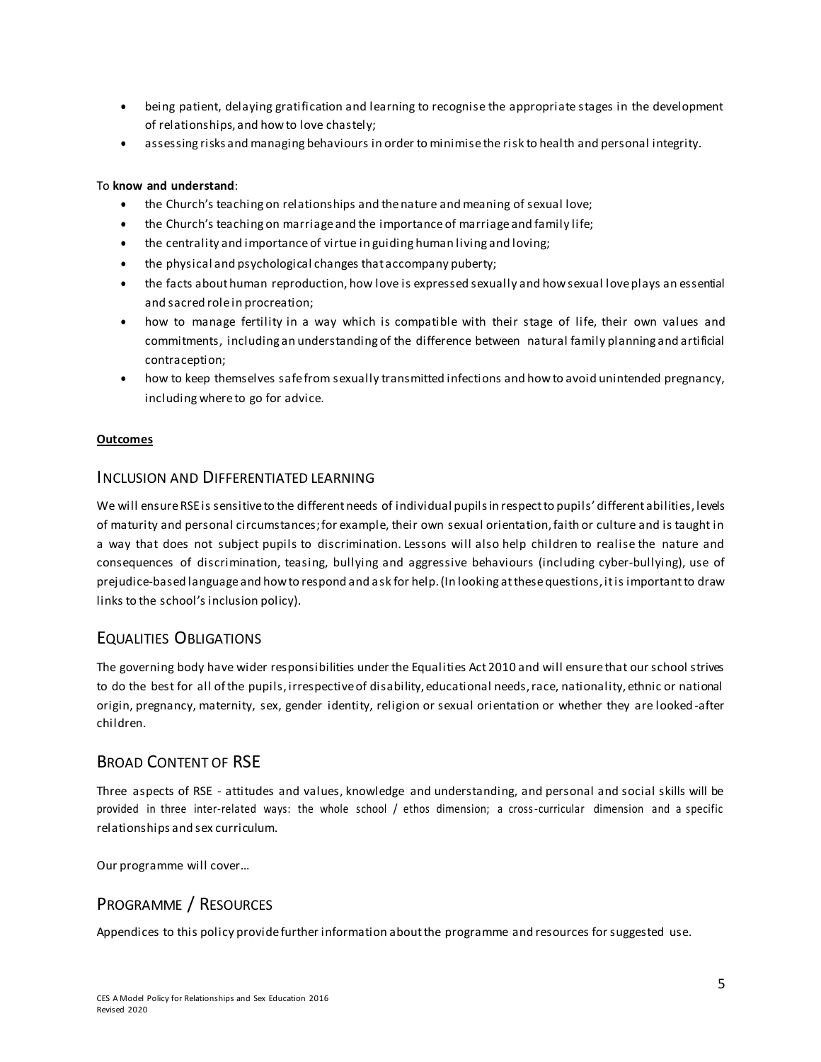- being patient, delaying gratification and learning to recognise the appropriate stages in the development of relationships, and how to love chastely;
- assessing risks and managing behaviours in order to minimise the risk to health and personal integrity.

To **know and understand**:

- the Church's teaching on relationships and the nature and meaning of sexual love;
- the Church's teaching on marriage and the importance of marriage and family life;
- the centrality and importance of virtue in guiding human living and loving;
- the physical and psychological changes that accompany puberty;
- the facts about human reproduction, how love is expressed sexually and how sexual love plays an essential and sacred role in procreation;
- how to manage fertility in a way which is compatible with their stage of life, their own values and commitments, including an understanding of the difference between natural family planning and artificial contraception;
- how to keep themselves safe from sexually transmitted infections and how to avoid unintended pregnancy, including where to go for advice.

**Outcomes**

## Inclusion and Differentiated learning

We will ensure RSE is sensitive to the different needs of individual pupils in respect to pupils' different abilities, levels of maturity and personal circumstances; for example, their own sexual orientation, faith or culture and is taught in a way that does not subject pupils to discrimination. Lessons will also help children to realise the nature and consequences of discrimination, teasing, bullying and aggressive behaviours (including cyber-bullying), use of prejudice-based language and how to respond and ask for help. (In looking at these questions, it is important to draw links to the school's inclusion policy).

## Equalities Obligations

The governing body have wider responsibilities under the Equalities Act 2010 and will ensure that our school strives to do the best for all of the pupils, irrespective of disability, educational needs, race, nationality, ethnic or national origin, pregnancy, maternity, sex, gender identity, religion or sexual orientation or whether they are looked-after children.

## Broad Content of RSE

Three aspects of RSE - attitudes and values, knowledge and understanding, and personal and social skills will be provided in three inter-related ways: the whole school / ethos dimension; a cross-curricular dimension and a specific relationships and sex curriculum.

Our programme will cover…

## Programme / Resources

Appendices to this policy provide further information about the programme and resources for suggested use.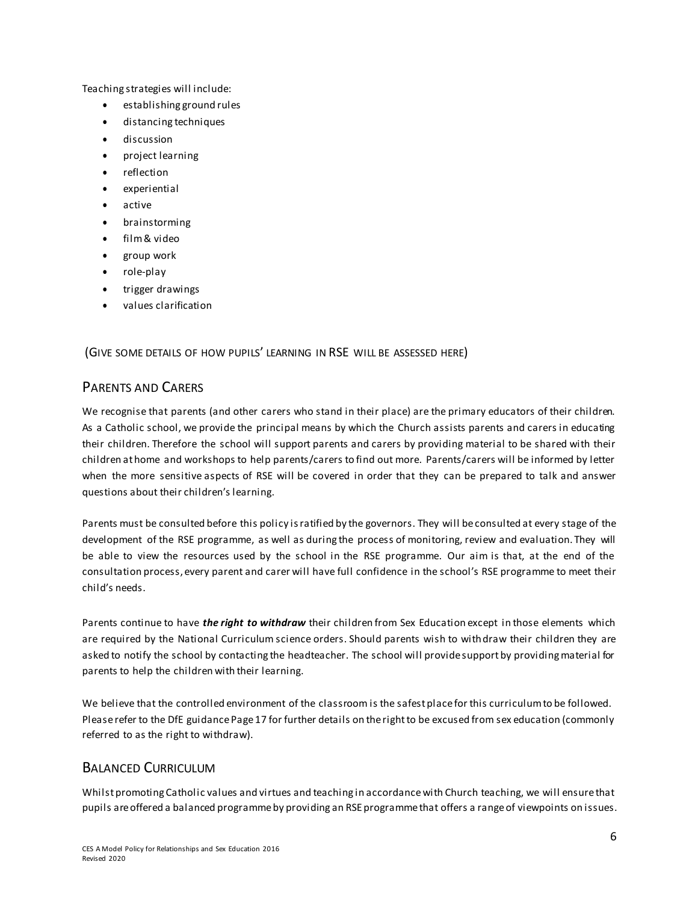Teaching strategies will include:

- establishing ground rules
- distancing techniques
- discussion
- project learning
- reflection
- experiential
- active
- brainstorming
- film & video
- group work
- role-play
- trigger drawings
- values clarification

(GIVE SOME DETAILS OF HOW PUPILS' LEARNING IN RSE WILL BE ASSESSED HERE)

## PARENTS AND CARERS

We recognise that parents (and other carers who stand in their place) are the primary educators of their children. As a Catholic school, we provide the principal means by which the Church assists parents and carers in educating their children. Therefore the school will support parents and carers by providing material to be shared with their children at home and workshops to help parents/carers to find out more. Parents/carers will be informed by letter when the more sensitive aspects of RSE will be covered in order that they can be prepared to talk and answer questions about their children's learning.

Parents must be consulted before this policy is ratified by the governors. They will be consulted at every stage of the development of the RSE programme, as well as during the process of monitoring, review and evaluation. They will be able to view the resources used by the school in the RSE programme. Our aim is that, at the end of the consultation process, every parent and carer will have full confidence in the school's RSE programme to meet their child's needs.

Parents continue to have ***the right to withdraw*** their children from Sex Education except in those elements which are required by the National Curriculum science orders. Should parents wish to withdraw their children they are asked to notify the school by contacting the headteacher. The school will provide support by providing material for parents to help the children with their learning.

We believe that the controlled environment of the classroom is the safest place for this curriculum to be followed. Please refer to the DfE guidance Page 17 for further details on the right to be excused from sex education (commonly referred to as the right to withdraw).

## BALANCED CURRICULUM

Whilst promoting Catholic values and virtues and teaching in accordance with Church teaching, we will ensure that pupils are offered a balanced programme by providing an RSE programme that offers a range of viewpoints on issues.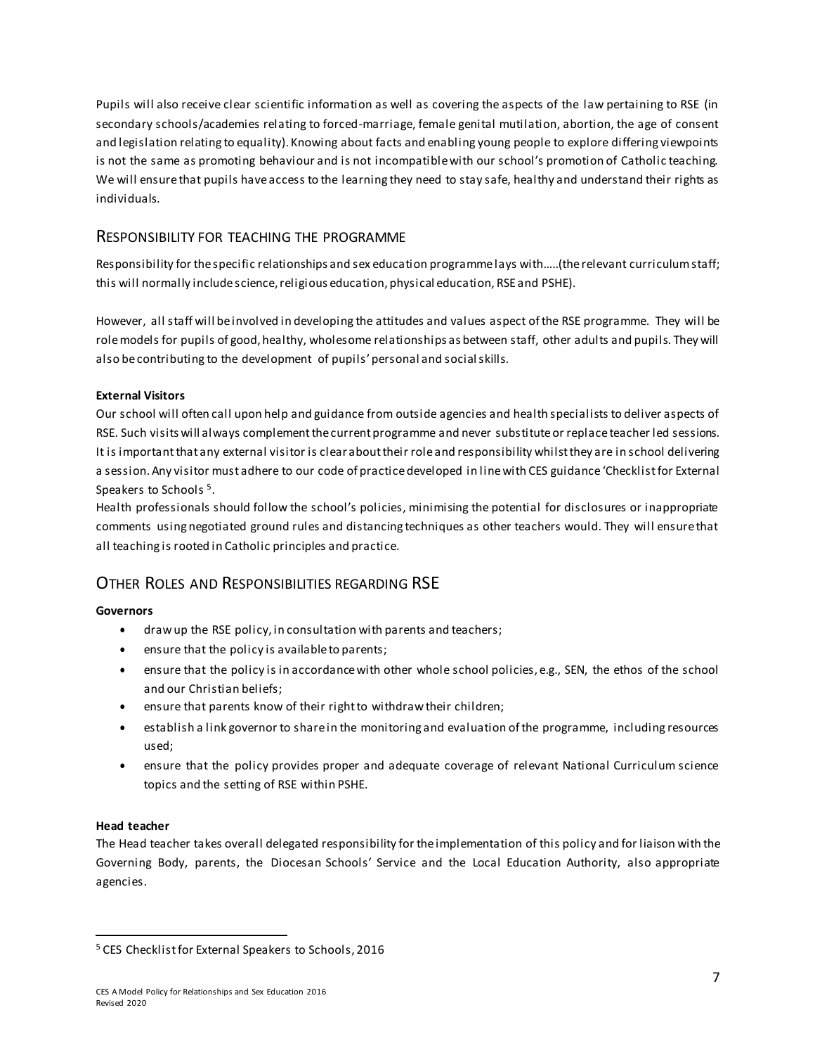Pupils will also receive clear scientific information as well as covering the aspects of the law pertaining to RSE (in secondary schools/academies relating to forced-marriage, female genital mutilation, abortion, the age of consent and legislation relating to equality). Knowing about facts and enabling young people to explore differing viewpoints is not the same as promoting behaviour and is not incompatible with our school's promotion of Catholic teaching. We will ensure that pupils have access to the learning they need to stay safe, healthy and understand their rights as individuals.

## Responsibility for teaching the programme

Responsibility for the specific relationships and sex education programme lays with.....(the relevant curriculum staff; this will normally include science, religious education, physical education, RSE and PSHE).

However, all staff will be involved in developing the attitudes and values aspect of the RSE programme. They will be role models for pupils of good, healthy, wholesome relationships as between staff, other adults and pupils. They will also be contributing to the development of pupils' personal and social skills.

**External Visitors**

Our school will often call upon help and guidance from outside agencies and health specialists to deliver aspects of RSE. Such visits will always complement the current programme and never substitute or replace teacher led sessions. It is important that any external visitor is clear about their role and responsibility whilst they are in school delivering a session. Any visitor must adhere to our code of practice developed in line with CES guidance 'Checklist for External Speakers to Schools [5].

Health professionals should follow the school's policies, minimising the potential for disclosures or inappropriate comments using negotiated ground rules and distancing techniques as other teachers would. They will ensure that all teaching is rooted in Catholic principles and practice.

## Other Roles and Responsibilities regarding RSE

**Governors**

- draw up the RSE policy, in consultation with parents and teachers;
- ensure that the policy is available to parents;
- ensure that the policy is in accordance with other whole school policies, e.g., SEN, the ethos of the school and our Christian beliefs;
- ensure that parents know of their right to withdraw their children;
- establish a link governor to share in the monitoring and evaluation of the programme, including resources used;
- ensure that the policy provides proper and adequate coverage of relevant National Curriculum science topics and the setting of RSE within PSHE.

**Head teacher**

The Head teacher takes overall delegated responsibility for the implementation of this policy and for liaison with the Governing Body, parents, the Diocesan Schools' Service and the Local Education Authority, also appropriate agencies.

[5] CES Checklist for External Speakers to Schools, 2016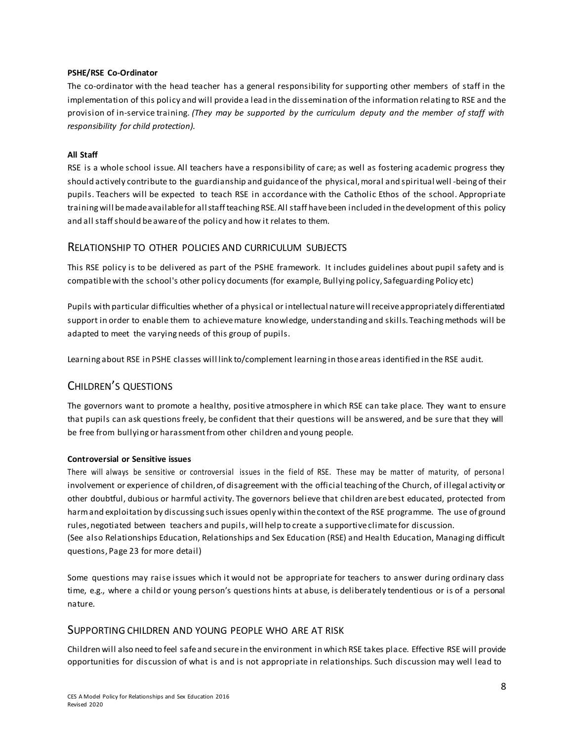**PSHE/RSE Co-Ordinator**

The co-ordinator with the head teacher has a general responsibility for supporting other members of staff in the implementation of this policy and will provide a lead in the dissemination of the information relating to RSE and the provision of in-service training. *(They may be supported by the curriculum deputy and the member of staff with responsibility for child protection).*

**All Staff**

RSE is a whole school issue. All teachers have a responsibility of care; as well as fostering academic progress they should actively contribute to the guardianship and guidance of the physical, moral and spiritual well-being of their pupils. Teachers will be expected to teach RSE in accordance with the Catholic Ethos of the school. Appropriate training will be made available for all staff teaching RSE. All staff have been included in the development of this policy and all staff should be aware of the policy and how it relates to them.

## Relationship to other policies and curriculum subjects

This RSE policy is to be delivered as part of the PSHE framework. It includes guidelines about pupil safety and is compatible with the school's other policy documents (for example, Bullying policy, Safeguarding Policy etc)

Pupils with particular difficulties whether of a physical or intellectual nature will receive appropriately differentiated support in order to enable them to achieve mature knowledge, understanding and skills. Teaching methods will be adapted to meet the varying needs of this group of pupils.

Learning about RSE in PSHE classes will link to/complement learning in those areas identified in the RSE audit.

## Children's questions

The governors want to promote a healthy, positive atmosphere in which RSE can take place. They want to ensure that pupils can ask questions freely, be confident that their questions will be answered, and be sure that they will be free from bullying or harassment from other children and young people.

**Controversial or Sensitive issues**

There will always be sensitive or controversial issues in the field of RSE. These may be matter of maturity, of personal involvement or experience of children, of disagreement with the official teaching of the Church, of illegal activity or other doubtful, dubious or harmful activity. The governors believe that children are best educated, protected from harm and exploitation by discussing such issues openly within the context of the RSE programme. The use of ground rules, negotiated between teachers and pupils, will help to create a supportive climate for discussion.
(See also Relationships Education, Relationships and Sex Education (RSE) and Health Education, Managing difficult questions, Page 23 for more detail)

Some questions may raise issues which it would not be appropriate for teachers to answer during ordinary class time, e.g., where a child or young person's questions hints at abuse, is deliberately tendentious or is of a personal nature.

## Supporting children and young people who are at risk

Children will also need to feel safe and secure in the environment in which RSE takes place. Effective RSE will provide opportunities for discussion of what is and is not appropriate in relationships. Such discussion may well lead to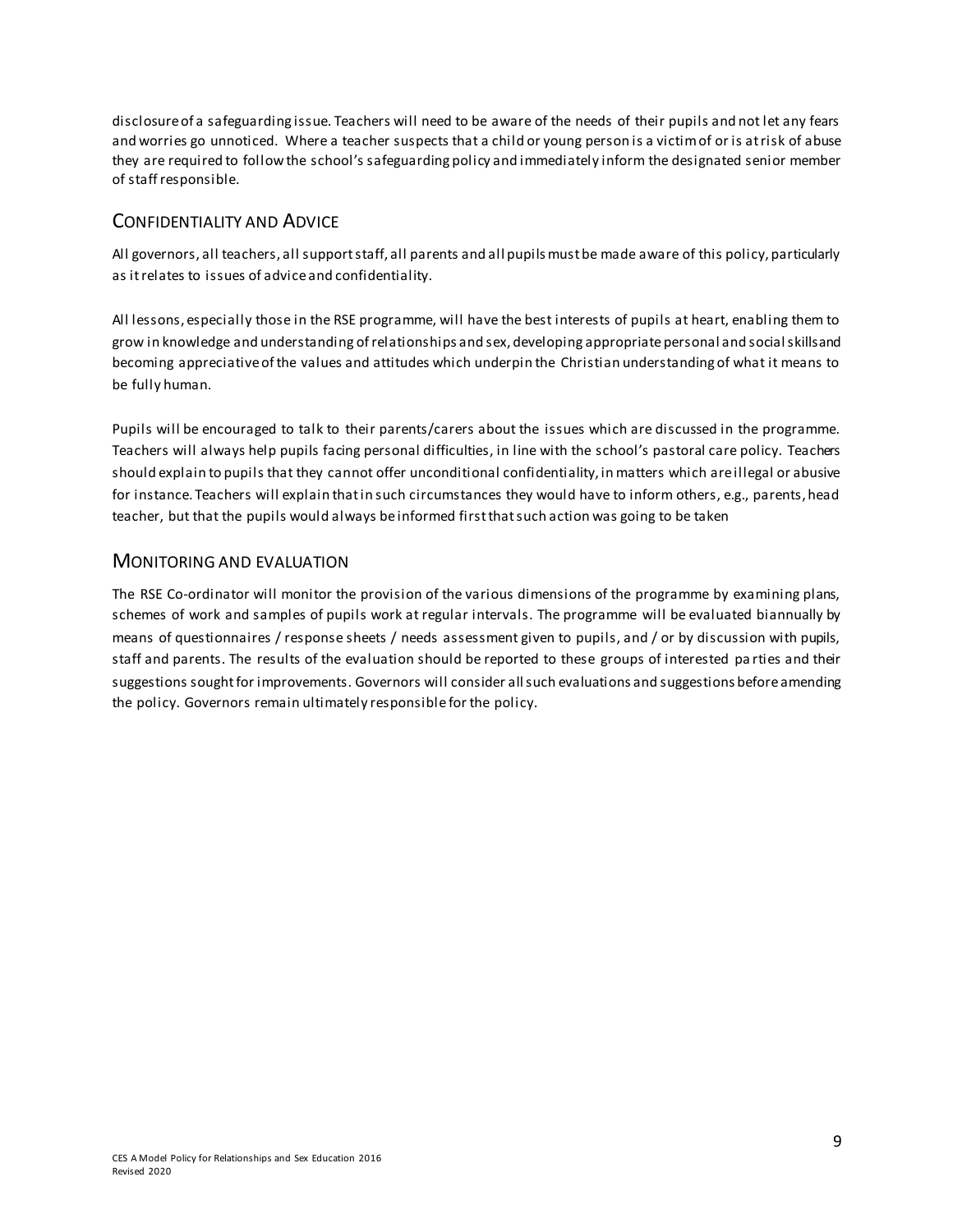disclosure of a safeguarding issue. Teachers will need to be aware of the needs of their pupils and not let any fears and worries go unnoticed. Where a teacher suspects that a child or young person is a victim of or is at risk of abuse they are required to follow the school's safeguarding policy and immediately inform the designated senior member of staff responsible.

## CONFIDENTIALITY AND ADVICE

All governors, all teachers, all support staff, all parents and all pupils must be made aware of this policy, particularly as it relates to issues of advice and confidentiality.

All lessons, especially those in the RSE programme, will have the best interests of pupils at heart, enabling them to grow in knowledge and understanding of relationships and sex, developing appropriate personal and social skills and becoming appreciative of the values and attitudes which underpin the Christian understanding of what it means to be fully human.

Pupils will be encouraged to talk to their parents/carers about the issues which are discussed in the programme. Teachers will always help pupils facing personal difficulties, in line with the school's pastoral care policy. Teachers should explain to pupils that they cannot offer unconditional confidentiality, in matters which are illegal or abusive for instance. Teachers will explain that in such circumstances they would have to inform others, e.g., parents, head teacher, but that the pupils would always be informed first that such action was going to be taken

## MONITORING AND EVALUATION

The RSE Co-ordinator will monitor the provision of the various dimensions of the programme by examining plans, schemes of work and samples of pupils work at regular intervals. The programme will be evaluated biannually by means of questionnaires / response sheets / needs assessment given to pupils, and / or by discussion with pupils, staff and parents. The results of the evaluation should be reported to these groups of interested parties and their suggestions sought for improvements. Governors will consider all such evaluations and suggestions before amending the policy. Governors remain ultimately responsible for the policy.